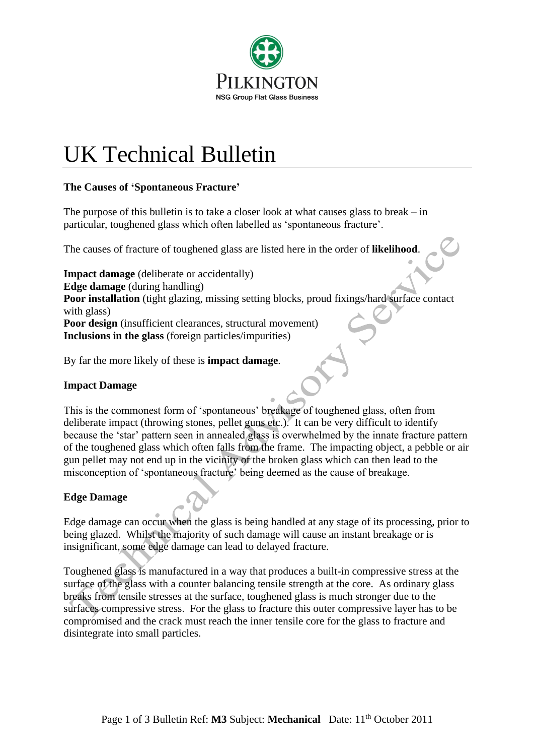PILKINGTON

NSG Group Flat Glass Business

# UK Technical Bulletin

**The Causes of 'Spontaneous Fracture'**

The purpose of this bulletin is to take a closer look at what causes glass to break – in particular, toughened glass which often labelled as 'spontaneous fracture'.

The causes of fracture of toughened glass are listed here in the order of **likelihood**.

**Impact damage** (deliberate or accidentally)
**Edge damage** (during handling)
**Poor installation** (tight glazing, missing setting blocks, proud fixings/hard surface contact with glass)
**Poor design** (insufficient clearances, structural movement)
**Inclusions in the glass** (foreign particles/impurities)

By far the more likely of these is **impact damage**.

**Impact Damage**

This is the commonest form of 'spontaneous' breakage of toughened glass, often from deliberate impact (throwing stones, pellet guns etc.). It can be very difficult to identify because the 'star' pattern seen in annealed glass is overwhelmed by the innate fracture pattern of the toughened glass which often falls from the frame. The impacting object, a pebble or air gun pellet may not end up in the vicinity of the broken glass which can then lead to the misconception of 'spontaneous fracture' being deemed as the cause of breakage.

**Edge Damage**

Edge damage can occur when the glass is being handled at any stage of its processing, prior to being glazed. Whilst the majority of such damage will cause an instant breakage or is insignificant, some edge damage can lead to delayed fracture.

Toughened glass is manufactured in a way that produces a built-in compressive stress at the surface of the glass with a counter balancing tensile strength at the core. As ordinary glass breaks from tensile stresses at the surface, toughened glass is much stronger due to the surfaces compressive stress. For the glass to fracture this outer compressive layer has to be compromised and the crack must reach the inner tensile core for the glass to fracture and disintegrate into small particles.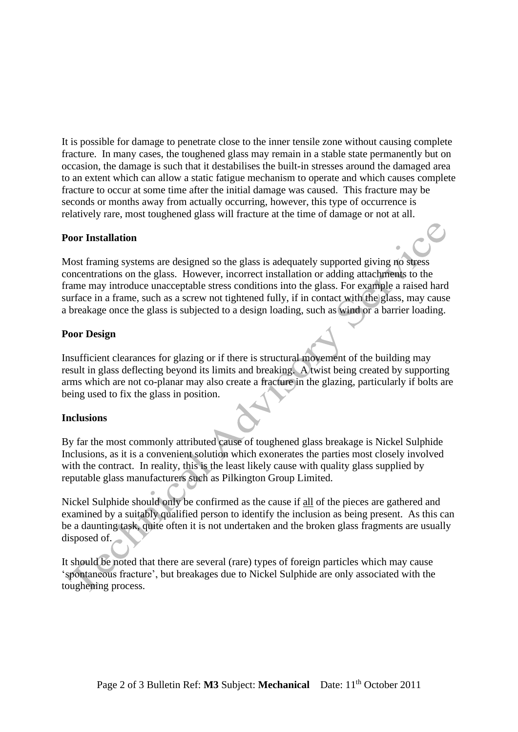It is possible for damage to penetrate close to the inner tensile zone without causing complete fracture. In many cases, the toughened glass may remain in a stable state permanently but on occasion, the damage is such that it destabilises the built-in stresses around the damaged area to an extent which can allow a static fatigue mechanism to operate and which causes complete fracture to occur at some time after the initial damage was caused. This fracture may be seconds or months away from actually occurring, however, this type of occurrence is relatively rare, most toughened glass will fracture at the time of damage or not at all.

**Poor Installation**

Most framing systems are designed so the glass is adequately supported giving no stress concentrations on the glass. However, incorrect installation or adding attachments to the frame may introduce unacceptable stress conditions into the glass. For example a raised hard surface in a frame, such as a screw not tightened fully, if in contact with the glass, may cause a breakage once the glass is subjected to a design loading, such as wind or a barrier loading.

**Poor Design**

Insufficient clearances for glazing or if there is structural movement of the building may result in glass deflecting beyond its limits and breaking. A twist being created by supporting arms which are not co-planar may also create a fracture in the glazing, particularly if bolts are being used to fix the glass in position.

**Inclusions**

By far the most commonly attributed cause of toughened glass breakage is Nickel Sulphide Inclusions, as it is a convenient solution which exonerates the parties most closely involved with the contract. In reality, this is the least likely cause with quality glass supplied by reputable glass manufacturers such as Pilkington Group Limited.

Nickel Sulphide should only be confirmed as the cause if all of the pieces are gathered and examined by a suitably qualified person to identify the inclusion as being present. As this can be a daunting task, quite often it is not undertaken and the broken glass fragments are usually disposed of.

It should be noted that there are several (rare) types of foreign particles which may cause 'spontaneous fracture', but breakages due to Nickel Sulphide are only associated with the toughening process.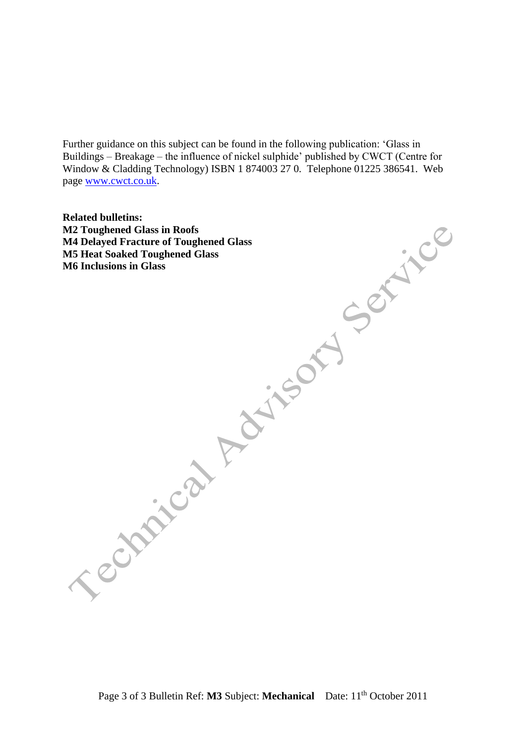Further guidance on this subject can be found in the following publication: 'Glass in Buildings – Breakage – the influence of nickel sulphide' published by CWCT (Centre for Window & Cladding Technology) ISBN 1 874003 27 0. Telephone 01225 386541. Web page [www.cwct.co.uk](www.cwct.co.uk).

**Related bulletins:**
**M2 Toughened Glass in Roofs**
**M4 Delayed Fracture of Toughened Glass**
**M5 Heat Soaked Toughened Glass**
**M6 Inclusions in Glass**